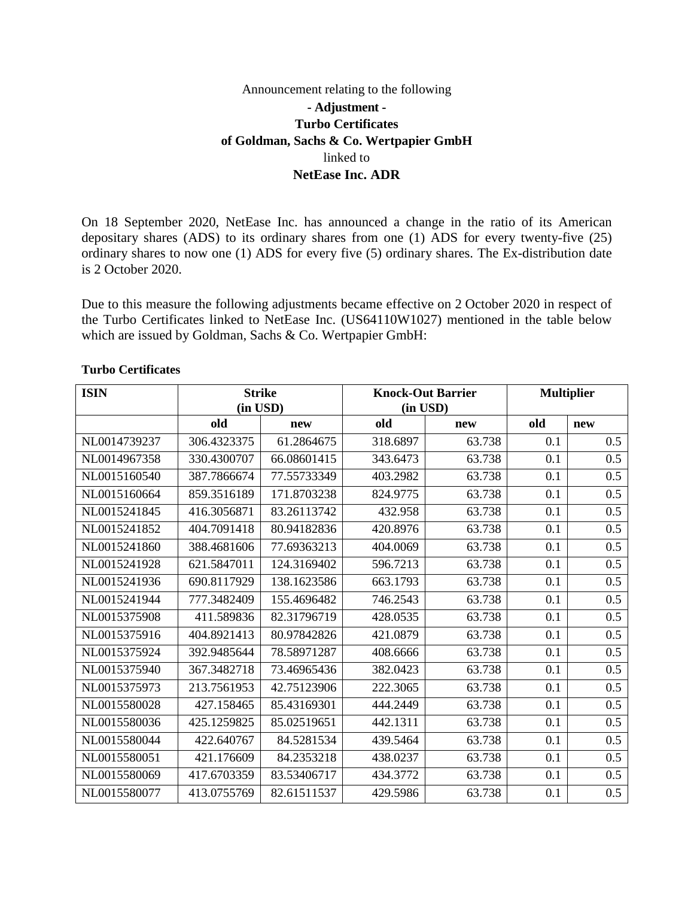Announcement relating to the following

**- Adjustment -**

**Turbo Certificates**

**of Goldman, Sachs & Co. Wertpapier GmbH**

linked to

**NetEase Inc. ADR**

On 18 September 2020, NetEase Inc. has announced a change in the ratio of its American depositary shares (ADS) to its ordinary shares from one (1) ADS for every twenty-five (25) ordinary shares to now one (1) ADS for every five (5) ordinary shares. The Ex-distribution date is 2 October 2020.

Due to this measure the following adjustments became effective on 2 October 2020 in respect of the Turbo Certificates linked to NetEase Inc. (US64110W1027) mentioned in the table below which are issued by Goldman, Sachs & Co. Wertpapier GmbH:

**Turbo Certificates**

| ISIN | Strike (in USD) | | Knock-Out Barrier (in USD) | | Multiplier | |
|---|---|---|---|---|---|---|
| | old | new | old | new | old | new |
| NL0014739237 | 306.4323375 | 61.2864675 | 318.6897 | 63.738 | 0.1 | 0.5 |
| NL0014967358 | 330.4300707 | 66.08601415 | 343.6473 | 63.738 | 0.1 | 0.5 |
| NL0015160540 | 387.7866674 | 77.55733349 | 403.2982 | 63.738 | 0.1 | 0.5 |
| NL0015160664 | 859.3516189 | 171.8703238 | 824.9775 | 63.738 | 0.1 | 0.5 |
| NL0015241845 | 416.3056871 | 83.26113742 | 432.958 | 63.738 | 0.1 | 0.5 |
| NL0015241852 | 404.7091418 | 80.94182836 | 420.8976 | 63.738 | 0.1 | 0.5 |
| NL0015241860 | 388.4681606 | 77.69363213 | 404.0069 | 63.738 | 0.1 | 0.5 |
| NL0015241928 | 621.5847011 | 124.3169402 | 596.7213 | 63.738 | 0.1 | 0.5 |
| NL0015241936 | 690.8117929 | 138.1623586 | 663.1793 | 63.738 | 0.1 | 0.5 |
| NL0015241944 | 777.3482409 | 155.4696482 | 746.2543 | 63.738 | 0.1 | 0.5 |
| NL0015375908 | 411.589836 | 82.31796719 | 428.0535 | 63.738 | 0.1 | 0.5 |
| NL0015375916 | 404.8921413 | 80.97842826 | 421.0879 | 63.738 | 0.1 | 0.5 |
| NL0015375924 | 392.9485644 | 78.58971287 | 408.6666 | 63.738 | 0.1 | 0.5 |
| NL0015375940 | 367.3482718 | 73.46965436 | 382.0423 | 63.738 | 0.1 | 0.5 |
| NL0015375973 | 213.7561953 | 42.75123906 | 222.3065 | 63.738 | 0.1 | 0.5 |
| NL0015580028 | 427.158465 | 85.43169301 | 444.2449 | 63.738 | 0.1 | 0.5 |
| NL0015580036 | 425.1259825 | 85.02519651 | 442.1311 | 63.738 | 0.1 | 0.5 |
| NL0015580044 | 422.640767 | 84.5281534 | 439.5464 | 63.738 | 0.1 | 0.5 |
| NL0015580051 | 421.176609 | 84.2353218 | 438.0237 | 63.738 | 0.1 | 0.5 |
| NL0015580069 | 417.6703359 | 83.53406717 | 434.3772 | 63.738 | 0.1 | 0.5 |
| NL0015580077 | 413.0755769 | 82.61511537 | 429.5986 | 63.738 | 0.1 | 0.5 |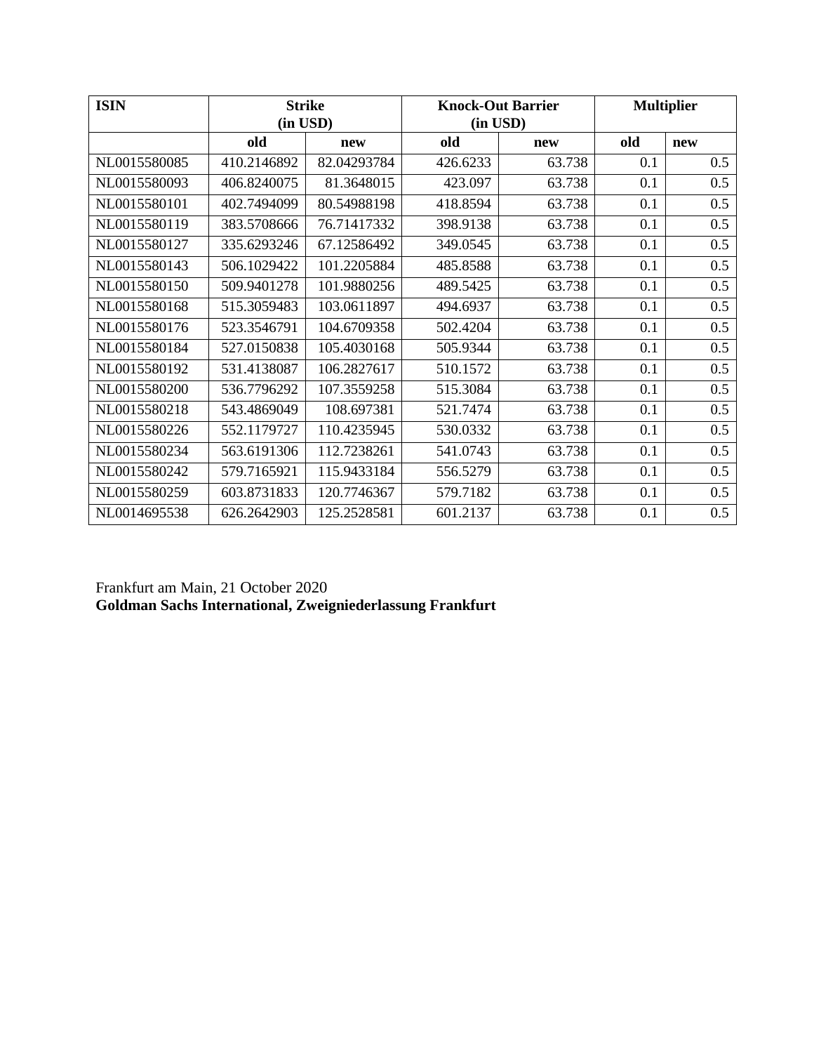| ISIN | Strike (in USD) | | Knock-Out Barrier (in USD) | | Multiplier | |
|---|---|---|---|---|---|---|
| | old | new | old | new | old | new |
| NL0015580085 | 410.2146892 | 82.04293784 | 426.6233 | 63.738 | 0.1 | 0.5 |
| NL0015580093 | 406.8240075 | 81.3648015 | 423.097 | 63.738 | 0.1 | 0.5 |
| NL0015580101 | 402.7494099 | 80.54988198 | 418.8594 | 63.738 | 0.1 | 0.5 |
| NL0015580119 | 383.5708666 | 76.71417332 | 398.9138 | 63.738 | 0.1 | 0.5 |
| NL0015580127 | 335.6293246 | 67.12586492 | 349.0545 | 63.738 | 0.1 | 0.5 |
| NL0015580143 | 506.1029422 | 101.2205884 | 485.8588 | 63.738 | 0.1 | 0.5 |
| NL0015580150 | 509.9401278 | 101.9880256 | 489.5425 | 63.738 | 0.1 | 0.5 |
| NL0015580168 | 515.3059483 | 103.0611897 | 494.6937 | 63.738 | 0.1 | 0.5 |
| NL0015580176 | 523.3546791 | 104.6709358 | 502.4204 | 63.738 | 0.1 | 0.5 |
| NL0015580184 | 527.0150838 | 105.4030168 | 505.9344 | 63.738 | 0.1 | 0.5 |
| NL0015580192 | 531.4138087 | 106.2827617 | 510.1572 | 63.738 | 0.1 | 0.5 |
| NL0015580200 | 536.7796292 | 107.3559258 | 515.3084 | 63.738 | 0.1 | 0.5 |
| NL0015580218 | 543.4869049 | 108.697381 | 521.7474 | 63.738 | 0.1 | 0.5 |
| NL0015580226 | 552.1179727 | 110.4235945 | 530.0332 | 63.738 | 0.1 | 0.5 |
| NL0015580234 | 563.6191306 | 112.7238261 | 541.0743 | 63.738 | 0.1 | 0.5 |
| NL0015580242 | 579.7165921 | 115.9433184 | 556.5279 | 63.738 | 0.1 | 0.5 |
| NL0015580259 | 603.8731833 | 120.7746367 | 579.7182 | 63.738 | 0.1 | 0.5 |
| NL0014695538 | 626.2642903 | 125.2528581 | 601.2137 | 63.738 | 0.1 | 0.5 |

Frankfurt am Main, 21 October 2020
**Goldman Sachs International, Zweigniederlassung Frankfurt**